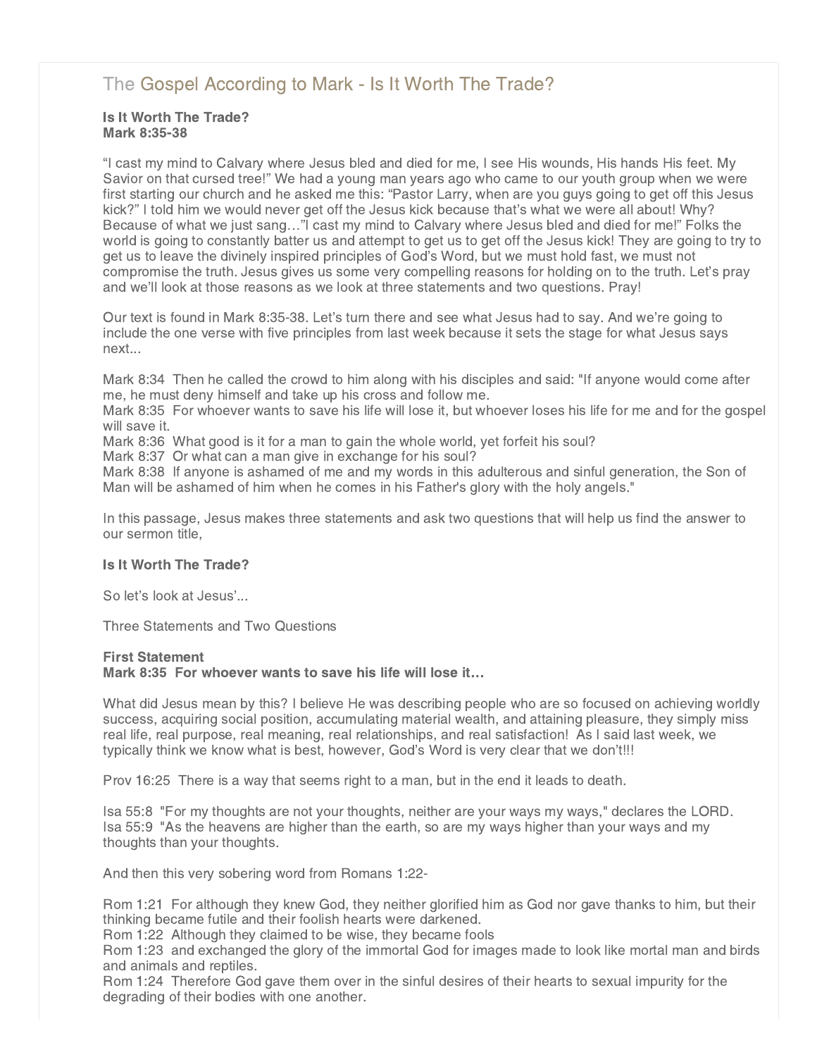# The Gospel According to Mark - Is It Worth The Trade?

**Is It Worth The Trade?**
**Mark 8:35-38**

“I cast my mind to Calvary where Jesus bled and died for me, I see His wounds, His hands His feet. My Savior on that cursed tree!” We had a young man years ago who came to our youth group when we were first starting our church and he asked me this: “Pastor Larry, when are you guys going to get off this Jesus kick?” I told him we would never get off the Jesus kick because that’s what we were all about! Why? Because of what we just sang…”I cast my mind to Calvary where Jesus bled and died for me!” Folks the world is going to constantly batter us and attempt to get us to get off the Jesus kick! They are going to try to get us to leave the divinely inspired principles of God’s Word, but we must hold fast, we must not compromise the truth. Jesus gives us some very compelling reasons for holding on to the truth. Let’s pray and we’ll look at those reasons as we look at three statements and two questions. Pray!

Our text is found in Mark 8:35-38. Let’s turn there and see what Jesus had to say. And we’re going to include the one verse with five principles from last week because it sets the stage for what Jesus says next...

Mark 8:34 Then he called the crowd to him along with his disciples and said: "If anyone would come after me, he must deny himself and take up his cross and follow me.
Mark 8:35 For whoever wants to save his life will lose it, but whoever loses his life for me and for the gospel will save it.
Mark 8:36 What good is it for a man to gain the whole world, yet forfeit his soul?
Mark 8:37 Or what can a man give in exchange for his soul?
Mark 8:38 If anyone is ashamed of me and my words in this adulterous and sinful generation, the Son of Man will be ashamed of him when he comes in his Father's glory with the holy angels."

In this passage, Jesus makes three statements and ask two questions that will help us find the answer to our sermon title,

**Is It Worth The Trade?**

So let’s look at Jesus’...

Three Statements and Two Questions

**First Statement**
**Mark 8:35 For whoever wants to save his life will lose it…**

What did Jesus mean by this? I believe He was describing people who are so focused on achieving worldly success, acquiring social position, accumulating material wealth, and attaining pleasure, they simply miss real life, real purpose, real meaning, real relationships, and real satisfaction! As I said last week, we typically think we know what is best, however, God’s Word is very clear that we don’t!!!

Prov 16:25 There is a way that seems right to a man, but in the end it leads to death.

Isa 55:8 "For my thoughts are not your thoughts, neither are your ways my ways," declares the LORD.
Isa 55:9 "As the heavens are higher than the earth, so are my ways higher than your ways and my thoughts than your thoughts.

And then this very sobering word from Romans 1:22-

Rom 1:21 For although they knew God, they neither glorified him as God nor gave thanks to him, but their thinking became futile and their foolish hearts were darkened.
Rom 1:22 Although they claimed to be wise, they became fools
Rom 1:23 and exchanged the glory of the immortal God for images made to look like mortal man and birds and animals and reptiles.
Rom 1:24 Therefore God gave them over in the sinful desires of their hearts to sexual impurity for the degrading of their bodies with one another.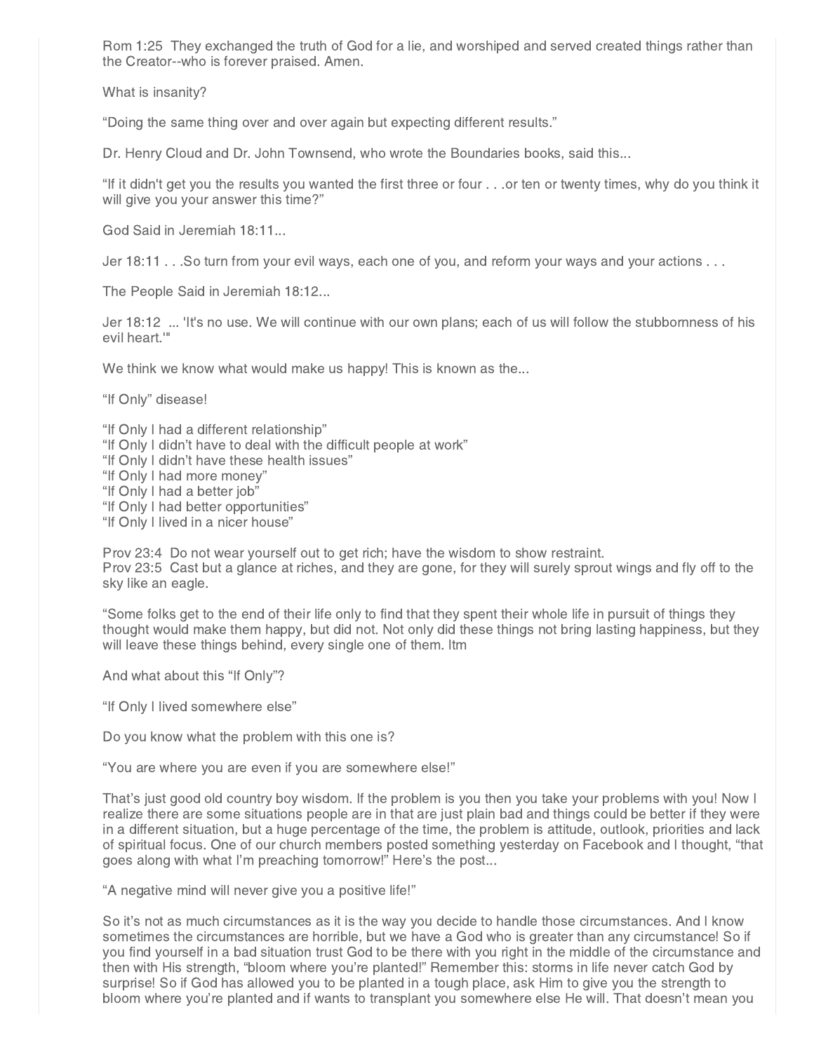Rom 1:25 They exchanged the truth of God for a lie, and worshiped and served created things rather than the Creator--who is forever praised. Amen.

What is insanity?

“Doing the same thing over and over again but expecting different results.”

Dr. Henry Cloud and Dr. John Townsend, who wrote the Boundaries books, said this...

“If it didn't get you the results you wanted the first three or four . . .or ten or twenty times, why do you think it will give you your answer this time?”

God Said in Jeremiah 18:11...

Jer 18:11 . . .So turn from your evil ways, each one of you, and reform your ways and your actions . . .

The People Said in Jeremiah 18:12...

Jer 18:12 ... 'It's no use. We will continue with our own plans; each of us will follow the stubbornness of his evil heart.'"

We think we know what would make us happy! This is known as the...

“If Only” disease!

“If Only I had a different relationship”
“If Only I didn’t have to deal with the difficult people at work”
“If Only I didn’t have these health issues”
“If Only I had more money”
“If Only I had a better job”
“If Only I had better opportunities”
“If Only I lived in a nicer house”

Prov 23:4 Do not wear yourself out to get rich; have the wisdom to show restraint.
Prov 23:5 Cast but a glance at riches, and they are gone, for they will surely sprout wings and fly off to the sky like an eagle.

“Some folks get to the end of their life only to find that they spent their whole life in pursuit of things they thought would make them happy, but did not. Not only did these things not bring lasting happiness, but they will leave these things behind, every single one of them. ltm

And what about this “If Only”?

“If Only I lived somewhere else”

Do you know what the problem with this one is?

“You are where you are even if you are somewhere else!”

That’s just good old country boy wisdom. If the problem is you then you take your problems with you! Now I realize there are some situations people are in that are just plain bad and things could be better if they were in a different situation, but a huge percentage of the time, the problem is attitude, outlook, priorities and lack of spiritual focus. One of our church members posted something yesterday on Facebook and I thought, “that goes along with what I’m preaching tomorrow!” Here’s the post...

“A negative mind will never give you a positive life!”

So it’s not as much circumstances as it is the way you decide to handle those circumstances. And I know sometimes the circumstances are horrible, but we have a God who is greater than any circumstance! So if you find yourself in a bad situation trust God to be there with you right in the middle of the circumstance and then with His strength, “bloom where you’re planted!” Remember this: storms in life never catch God by surprise! So if God has allowed you to be planted in a tough place, ask Him to give you the strength to bloom where you’re planted and if wants to transplant you somewhere else He will. That doesn’t mean you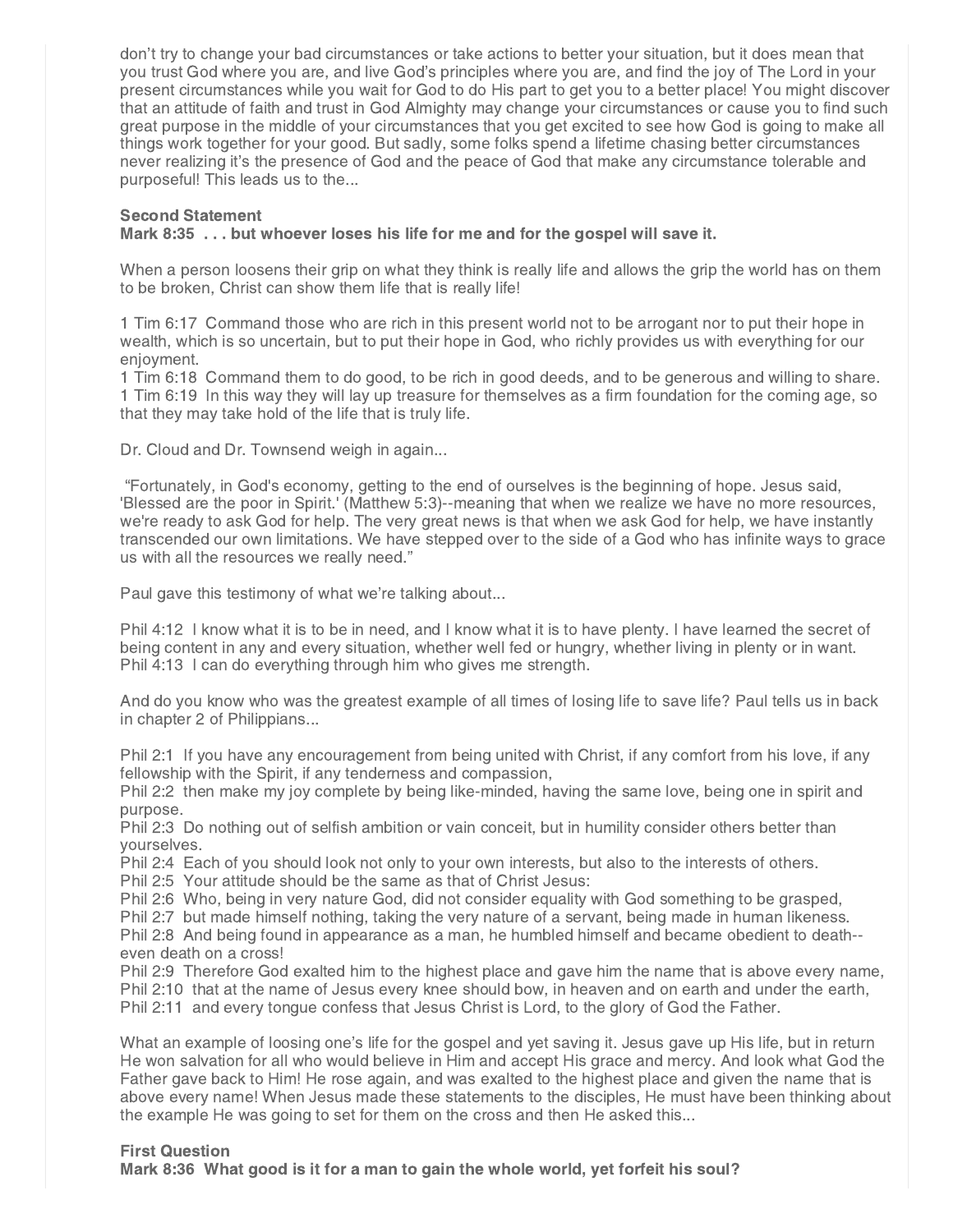don't try to change your bad circumstances or take actions to better your situation, but it does mean that you trust God where you are, and live God's principles where you are, and find the joy of The Lord in your present circumstances while you wait for God to do His part to get you to a better place! You might discover that an attitude of faith and trust in God Almighty may change your circumstances or cause you to find such great purpose in the middle of your circumstances that you get excited to see how God is going to make all things work together for your good. But sadly, some folks spend a lifetime chasing better circumstances never realizing it's the presence of God and the peace of God that make any circumstance tolerable and purposeful! This leads us to the...

**Second Statement**
**Mark 8:35 . . . but whoever loses his life for me and for the gospel will save it.**

When a person loosens their grip on what they think is really life and allows the grip the world has on them to be broken, Christ can show them life that is really life!

1 Tim 6:17 Command those who are rich in this present world not to be arrogant nor to put their hope in wealth, which is so uncertain, but to put their hope in God, who richly provides us with everything for our enjoyment.
1 Tim 6:18 Command them to do good, to be rich in good deeds, and to be generous and willing to share.
1 Tim 6:19 In this way they will lay up treasure for themselves as a firm foundation for the coming age, so that they may take hold of the life that is truly life.

Dr. Cloud and Dr. Townsend weigh in again...

"Fortunately, in God's economy, getting to the end of ourselves is the beginning of hope. Jesus said, 'Blessed are the poor in Spirit.' (Matthew 5:3)--meaning that when we realize we have no more resources, we're ready to ask God for help. The very great news is that when we ask God for help, we have instantly transcended our own limitations. We have stepped over to the side of a God who has infinite ways to grace us with all the resources we really need."

Paul gave this testimony of what we're talking about...

Phil 4:12 I know what it is to be in need, and I know what it is to have plenty. I have learned the secret of being content in any and every situation, whether well fed or hungry, whether living in plenty or in want.
Phil 4:13 I can do everything through him who gives me strength.

And do you know who was the greatest example of all times of losing life to save life? Paul tells us in back in chapter 2 of Philippians...

Phil 2:1 If you have any encouragement from being united with Christ, if any comfort from his love, if any fellowship with the Spirit, if any tenderness and compassion,
Phil 2:2 then make my joy complete by being like-minded, having the same love, being one in spirit and purpose.
Phil 2:3 Do nothing out of selfish ambition or vain conceit, but in humility consider others better than yourselves.
Phil 2:4 Each of you should look not only to your own interests, but also to the interests of others.
Phil 2:5 Your attitude should be the same as that of Christ Jesus:
Phil 2:6 Who, being in very nature God, did not consider equality with God something to be grasped,
Phil 2:7 but made himself nothing, taking the very nature of a servant, being made in human likeness.
Phil 2:8 And being found in appearance as a man, he humbled himself and became obedient to death--even death on a cross!
Phil 2:9 Therefore God exalted him to the highest place and gave him the name that is above every name,
Phil 2:10 that at the name of Jesus every knee should bow, in heaven and on earth and under the earth,
Phil 2:11 and every tongue confess that Jesus Christ is Lord, to the glory of God the Father.

What an example of loosing one's life for the gospel and yet saving it. Jesus gave up His life, but in return He won salvation for all who would believe in Him and accept His grace and mercy. And look what God the Father gave back to Him! He rose again, and was exalted to the highest place and given the name that is above every name! When Jesus made these statements to the disciples, He must have been thinking about the example He was going to set for them on the cross and then He asked this...

**First Question**
**Mark 8:36 What good is it for a man to gain the whole world, yet forfeit his soul?**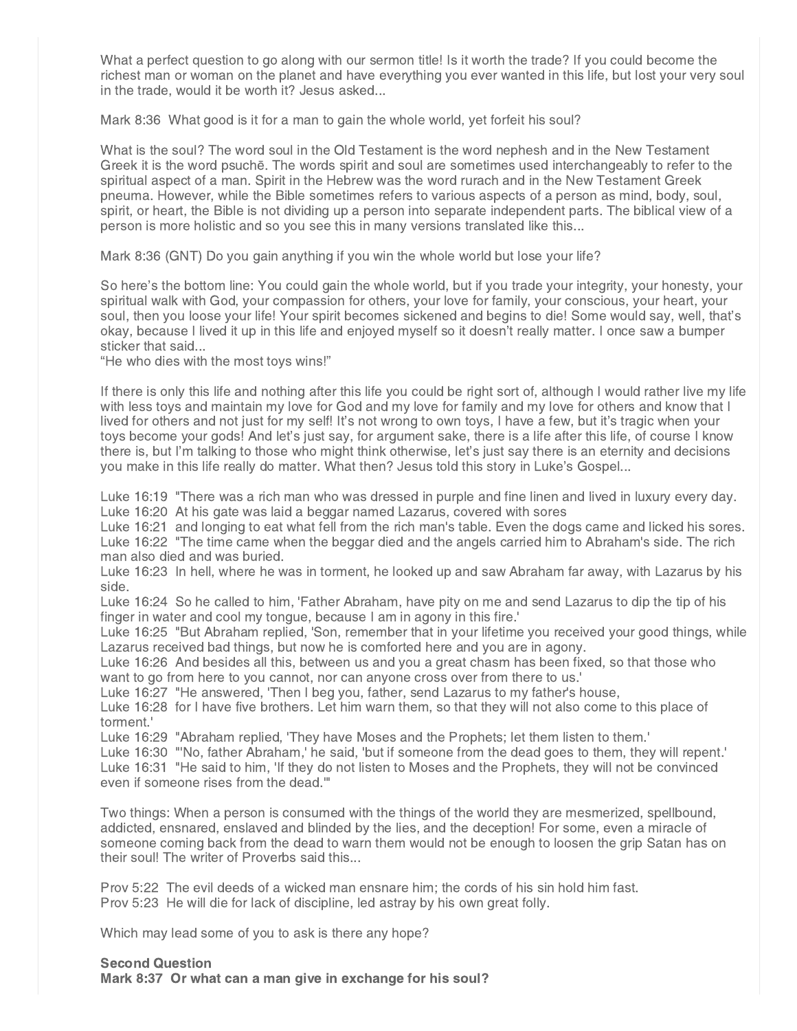What a perfect question to go along with our sermon title! Is it worth the trade? If you could become the richest man or woman on the planet and have everything you ever wanted in this life, but lost your very soul in the trade, would it be worth it? Jesus asked...

Mark 8:36 What good is it for a man to gain the whole world, yet forfeit his soul?

What is the soul? The word soul in the Old Testament is the word nephesh and in the New Testament Greek it is the word psuchē. The words spirit and soul are sometimes used interchangeably to refer to the spiritual aspect of a man. Spirit in the Hebrew was the word rurach and in the New Testament Greek pneuma. However, while the Bible sometimes refers to various aspects of a person as mind, body, soul, spirit, or heart, the Bible is not dividing up a person into separate independent parts. The biblical view of a person is more holistic and so you see this in many versions translated like this...

Mark 8:36 (GNT) Do you gain anything if you win the whole world but lose your life?

So here's the bottom line: You could gain the whole world, but if you trade your integrity, your honesty, your spiritual walk with God, your compassion for others, your love for family, your conscious, your heart, your soul, then you loose your life! Your spirit becomes sickened and begins to die! Some would say, well, that's okay, because I lived it up in this life and enjoyed myself so it doesn't really matter. I once saw a bumper sticker that said...
"He who dies with the most toys wins!"

If there is only this life and nothing after this life you could be right sort of, although I would rather live my life with less toys and maintain my love for God and my love for family and my love for others and know that I lived for others and not just for my self! It's not wrong to own toys, I have a few, but it's tragic when your toys become your gods! And let's just say, for argument sake, there is a life after this life, of course I know there is, but I'm talking to those who might think otherwise, let's just say there is an eternity and decisions you make in this life really do matter. What then? Jesus told this story in Luke's Gospel...

Luke 16:19 "There was a rich man who was dressed in purple and fine linen and lived in luxury every day.
Luke 16:20 At his gate was laid a beggar named Lazarus, covered with sores
Luke 16:21 and longing to eat what fell from the rich man's table. Even the dogs came and licked his sores.
Luke 16:22 "The time came when the beggar died and the angels carried him to Abraham's side. The rich man also died and was buried.
Luke 16:23 In hell, where he was in torment, he looked up and saw Abraham far away, with Lazarus by his side.
Luke 16:24 So he called to him, 'Father Abraham, have pity on me and send Lazarus to dip the tip of his finger in water and cool my tongue, because I am in agony in this fire.'
Luke 16:25 "But Abraham replied, 'Son, remember that in your lifetime you received your good things, while Lazarus received bad things, but now he is comforted here and you are in agony.
Luke 16:26 And besides all this, between us and you a great chasm has been fixed, so that those who want to go from here to you cannot, nor can anyone cross over from there to us.'
Luke 16:27 "He answered, 'Then I beg you, father, send Lazarus to my father's house,
Luke 16:28 for I have five brothers. Let him warn them, so that they will not also come to this place of torment.'
Luke 16:29 "Abraham replied, 'They have Moses and the Prophets; let them listen to them.'
Luke 16:30 "'No, father Abraham,' he said, 'but if someone from the dead goes to them, they will repent.'
Luke 16:31 "He said to him, 'If they do not listen to Moses and the Prophets, they will not be convinced even if someone rises from the dead.'"

Two things: When a person is consumed with the things of the world they are mesmerized, spellbound, addicted, ensnared, enslaved and blinded by the lies, and the deception! For some, even a miracle of someone coming back from the dead to warn them would not be enough to loosen the grip Satan has on their soul! The writer of Proverbs said this...

Prov 5:22 The evil deeds of a wicked man ensnare him; the cords of his sin hold him fast.
Prov 5:23 He will die for lack of discipline, led astray by his own great folly.

Which may lead some of you to ask is there any hope?

**Second Question**
**Mark 8:37 Or what can a man give in exchange for his soul?**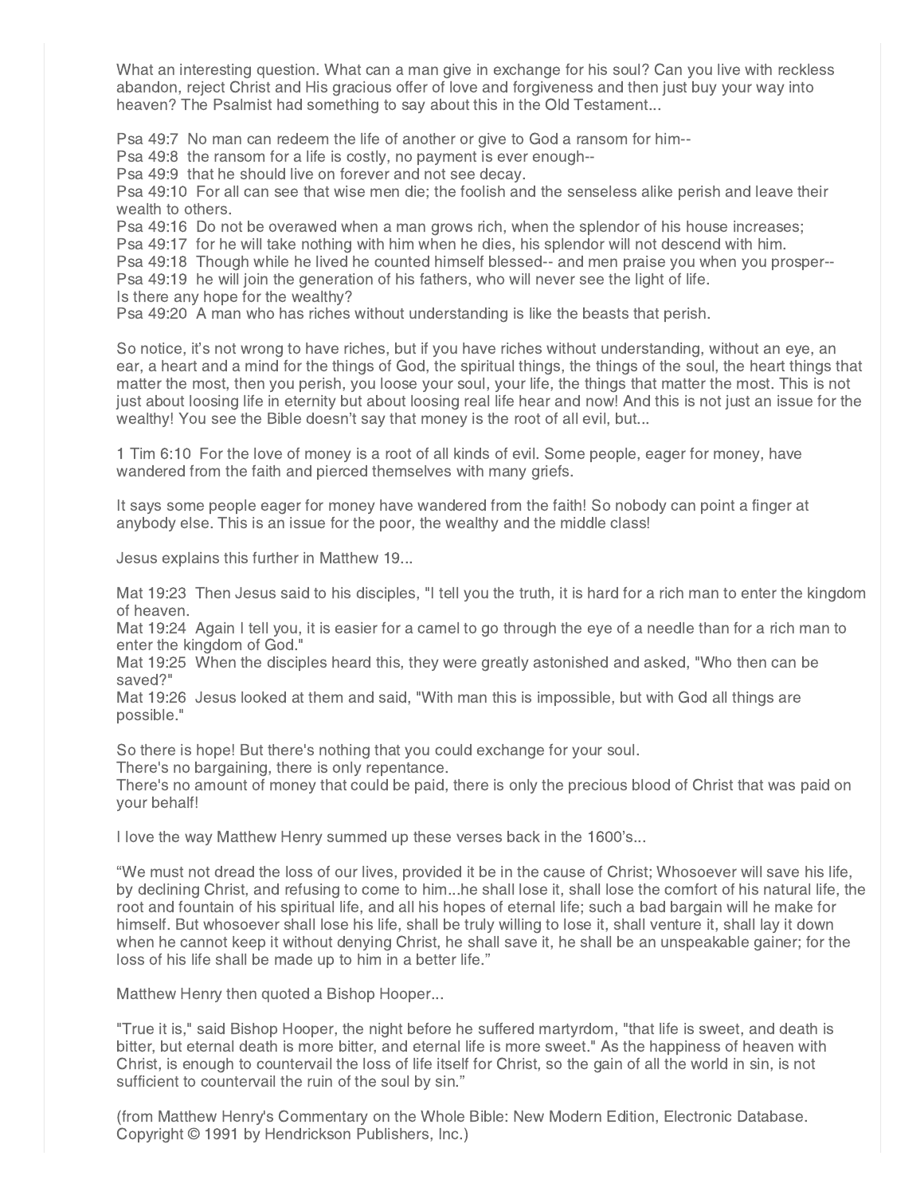What an interesting question. What can a man give in exchange for his soul? Can you live with reckless abandon, reject Christ and His gracious offer of love and forgiveness and then just buy your way into heaven? The Psalmist had something to say about this in the Old Testament...

Psa 49:7 No man can redeem the life of another or give to God a ransom for him--
Psa 49:8 the ransom for a life is costly, no payment is ever enough--
Psa 49:9 that he should live on forever and not see decay.
Psa 49:10 For all can see that wise men die; the foolish and the senseless alike perish and leave their wealth to others.
Psa 49:16 Do not be overawed when a man grows rich, when the splendor of his house increases;
Psa 49:17 for he will take nothing with him when he dies, his splendor will not descend with him.
Psa 49:18 Though while he lived he counted himself blessed-- and men praise you when you prosper--
Psa 49:19 he will join the generation of his fathers, who will never see the light of life.
Is there any hope for the wealthy?
Psa 49:20 A man who has riches without understanding is like the beasts that perish.

So notice, it's not wrong to have riches, but if you have riches without understanding, without an eye, an ear, a heart and a mind for the things of God, the spiritual things, the things of the soul, the heart things that matter the most, then you perish, you loose your soul, your life, the things that matter the most. This is not just about loosing life in eternity but about loosing real life hear and now! And this is not just an issue for the wealthy! You see the Bible doesn't say that money is the root of all evil, but...

1 Tim 6:10 For the love of money is a root of all kinds of evil. Some people, eager for money, have wandered from the faith and pierced themselves with many griefs.

It says some people eager for money have wandered from the faith! So nobody can point a finger at anybody else. This is an issue for the poor, the wealthy and the middle class!

Jesus explains this further in Matthew 19...

Mat 19:23 Then Jesus said to his disciples, "I tell you the truth, it is hard for a rich man to enter the kingdom of heaven.
Mat 19:24 Again I tell you, it is easier for a camel to go through the eye of a needle than for a rich man to enter the kingdom of God."
Mat 19:25 When the disciples heard this, they were greatly astonished and asked, "Who then can be saved?"
Mat 19:26 Jesus looked at them and said, "With man this is impossible, but with God all things are possible."

So there is hope! But there's nothing that you could exchange for your soul.
There's no bargaining, there is only repentance.
There's no amount of money that could be paid, there is only the precious blood of Christ that was paid on your behalf!

I love the way Matthew Henry summed up these verses back in the 1600's...

"We must not dread the loss of our lives, provided it be in the cause of Christ; Whosoever will save his life, by declining Christ, and refusing to come to him...he shall lose it, shall lose the comfort of his natural life, the root and fountain of his spiritual life, and all his hopes of eternal life; such a bad bargain will he make for himself. But whosoever shall lose his life, shall be truly willing to lose it, shall venture it, shall lay it down when he cannot keep it without denying Christ, he shall save it, he shall be an unspeakable gainer; for the loss of his life shall be made up to him in a better life."

Matthew Henry then quoted a Bishop Hooper...

"True it is," said Bishop Hooper, the night before he suffered martyrdom, "that life is sweet, and death is bitter, but eternal death is more bitter, and eternal life is more sweet." As the happiness of heaven with Christ, is enough to countervail the loss of life itself for Christ, so the gain of all the world in sin, is not sufficient to countervail the ruin of the soul by sin."

(from Matthew Henry's Commentary on the Whole Bible: New Modern Edition, Electronic Database. Copyright © 1991 by Hendrickson Publishers, Inc.)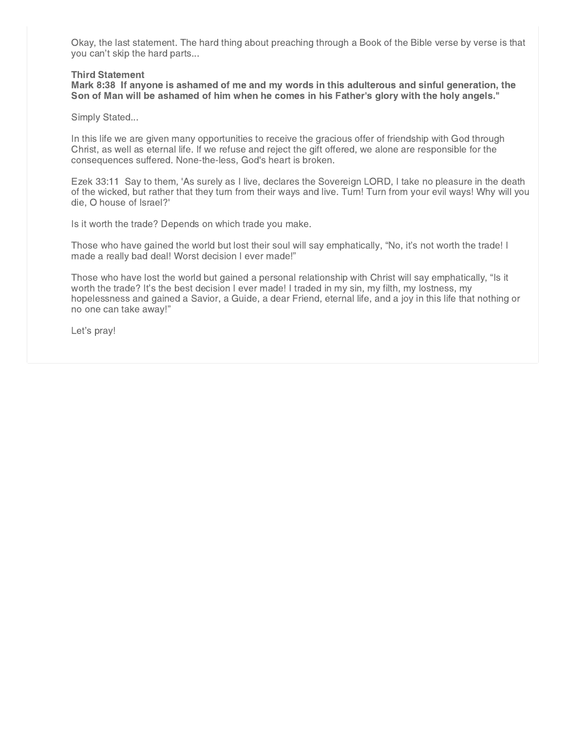Okay, the last statement. The hard thing about preaching through a Book of the Bible verse by verse is that you can't skip the hard parts...

**Third Statement**
**Mark 8:38 If anyone is ashamed of me and my words in this adulterous and sinful generation, the Son of Man will be ashamed of him when he comes in his Father's glory with the holy angels."**

Simply Stated...

In this life we are given many opportunities to receive the gracious offer of friendship with God through Christ, as well as eternal life. If we refuse and reject the gift offered, we alone are responsible for the consequences suffered. None-the-less, God's heart is broken.

Ezek 33:11 Say to them, 'As surely as I live, declares the Sovereign LORD, I take no pleasure in the death of the wicked, but rather that they turn from their ways and live. Turn! Turn from your evil ways! Why will you die, O house of Israel?'

Is it worth the trade? Depends on which trade you make.

Those who have gained the world but lost their soul will say emphatically, "No, it's not worth the trade! I made a really bad deal! Worst decision I ever made!"

Those who have lost the world but gained a personal relationship with Christ will say emphatically, "Is it worth the trade? It's the best decision I ever made! I traded in my sin, my filth, my lostness, my hopelessness and gained a Savior, a Guide, a dear Friend, eternal life, and a joy in this life that nothing or no one can take away!"

Let's pray!